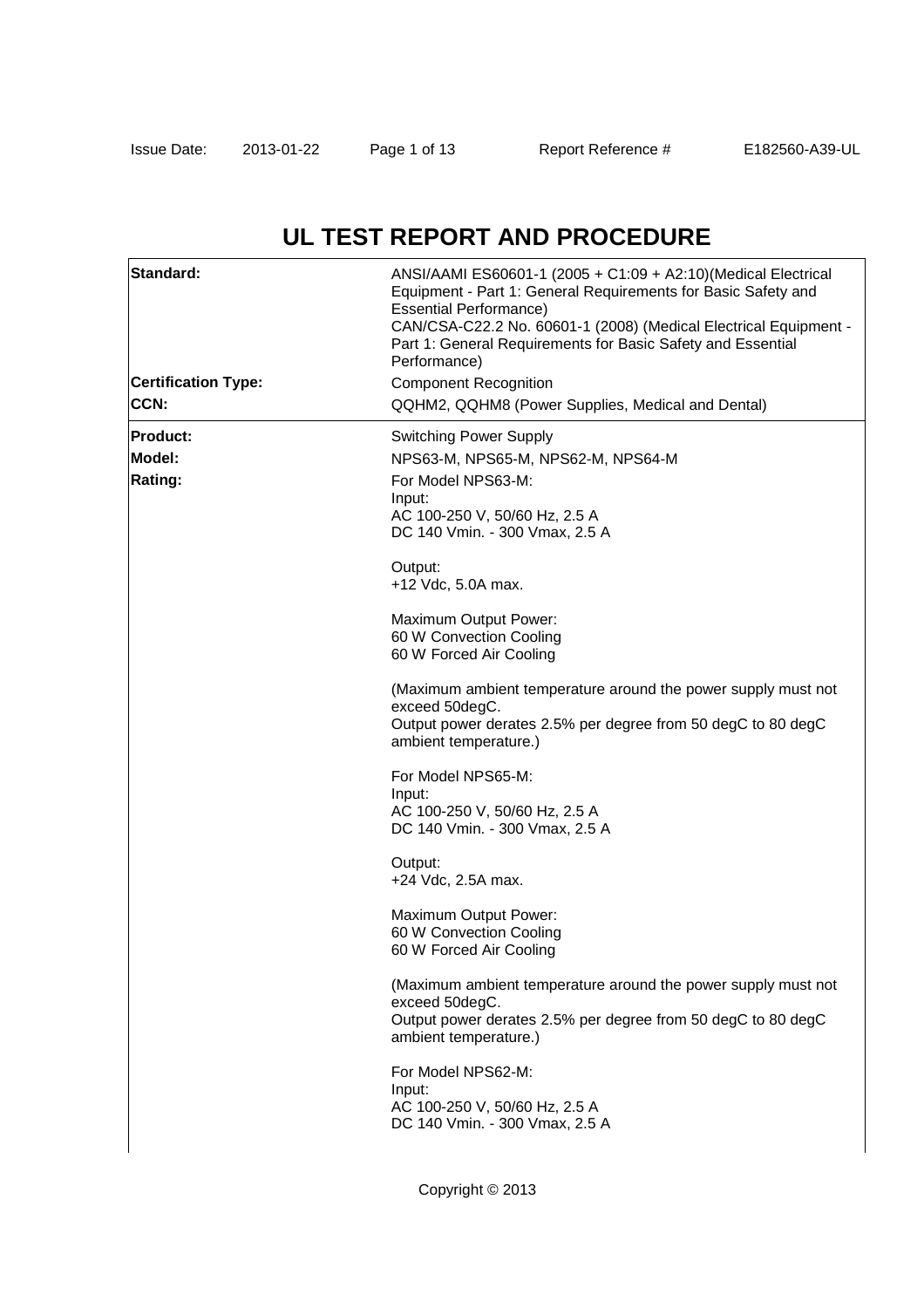# UL TEST REPORT AND PROCEDURE

| | |
|---|---|
| **Standard:** | ANSI/AAMI ES60601-1 (2005 + C1:09 + A2:10)(Medical Electrical Equipment - Part 1: General Requirements for Basic Safety and Essential Performance)<br>CAN/CSA-C22.2 No. 60601-1 (2008) (Medical Electrical Equipment - Part 1: General Requirements for Basic Safety and Essential Performance) |
| **Certification Type:** | Component Recognition |
| **CCN:** | QQHM2, QQHM8 (Power Supplies, Medical and Dental) |
| **Product:** | Switching Power Supply |
| **Model:** | NPS63-M, NPS65-M, NPS62-M, NPS64-M |
| **Rating:** | For Model NPS63-M:<br>Input:<br>AC 100-250 V, 50/60 Hz, 2.5 A<br>DC 140 Vmin. - 300 Vmax, 2.5 A<br><br>Output:<br>+12 Vdc, 5.0A max.<br><br>Maximum Output Power:<br>60 W Convection Cooling<br>60 W Forced Air Cooling<br><br>(Maximum ambient temperature around the power supply must not exceed 50degC.<br>Output power derates 2.5% per degree from 50 degC to 80 degC ambient temperature.)<br><br>For Model NPS65-M:<br>Input:<br>AC 100-250 V, 50/60 Hz, 2.5 A<br>DC 140 Vmin. - 300 Vmax, 2.5 A<br><br>Output:<br>+24 Vdc, 2.5A max.<br><br>Maximum Output Power:<br>60 W Convection Cooling<br>60 W Forced Air Cooling<br><br>(Maximum ambient temperature around the power supply must not exceed 50degC.<br>Output power derates 2.5% per degree from 50 degC to 80 degC ambient temperature.)<br><br>For Model NPS62-M:<br>Input:<br>AC 100-250 V, 50/60 Hz, 2.5 A<br>DC 140 Vmin. - 300 Vmax, 2.5 A |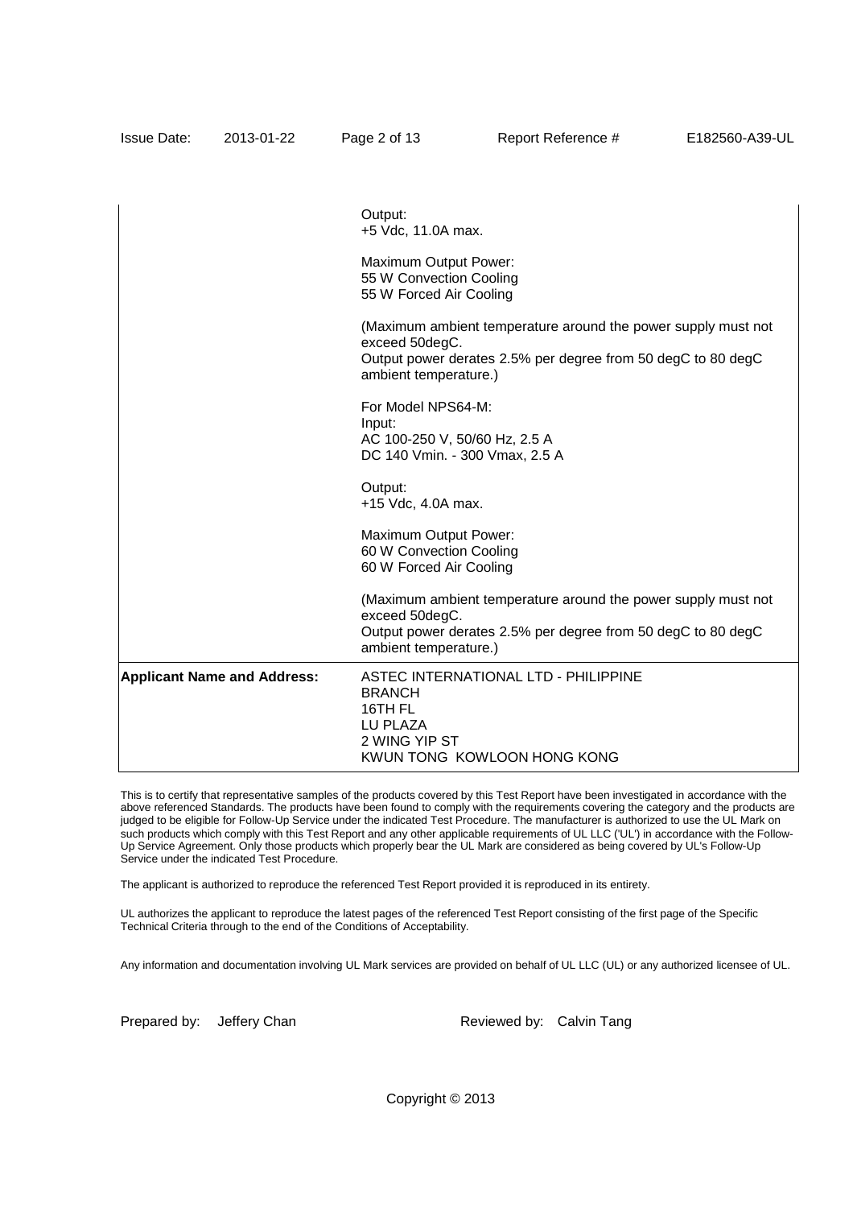| | |
|---|---|
| | Output:<br>+5 Vdc, 11.0A max.<br><br>Maximum Output Power:<br>55 W Convection Cooling<br>55 W Forced Air Cooling<br><br>(Maximum ambient temperature around the power supply must not exceed 50degC.<br>Output power derates 2.5% per degree from 50 degC to 80 degC ambient temperature.)<br><br>For Model NPS64-M:<br>Input:<br>AC 100-250 V, 50/60 Hz, 2.5 A<br>DC 140 Vmin. - 300 Vmax, 2.5 A<br><br>Output:<br>+15 Vdc, 4.0A max.<br><br>Maximum Output Power:<br>60 W Convection Cooling<br>60 W Forced Air Cooling<br><br>(Maximum ambient temperature around the power supply must not exceed 50degC.<br>Output power derates 2.5% per degree from 50 degC to 80 degC ambient temperature.) |
| **Applicant Name and Address:** | ASTEC INTERNATIONAL LTD - PHILIPPINE BRANCH<br>16TH FL<br>LU PLAZA<br>2 WING YIP ST<br>KWUN TONG KOWLOON HONG KONG |

This is to certify that representative samples of the products covered by this Test Report have been investigated in accordance with the above referenced Standards. The products have been found to comply with the requirements covering the category and the products are judged to be eligible for Follow-Up Service under the indicated Test Procedure. The manufacturer is authorized to use the UL Mark on such products which comply with this Test Report and any other applicable requirements of UL LLC ('UL') in accordance with the Follow-Up Service Agreement. Only those products which properly bear the UL Mark are considered as being covered by UL's Follow-Up Service under the indicated Test Procedure.

The applicant is authorized to reproduce the referenced Test Report provided it is reproduced in its entirety.

UL authorizes the applicant to reproduce the latest pages of the referenced Test Report consisting of the first page of the Specific Technical Criteria through to the end of the Conditions of Acceptability.

Any information and documentation involving UL Mark services are provided on behalf of UL LLC (UL) or any authorized licensee of UL.

Prepared by: Jeffery Chan    Reviewed by: Calvin Tang

Copyright © 2013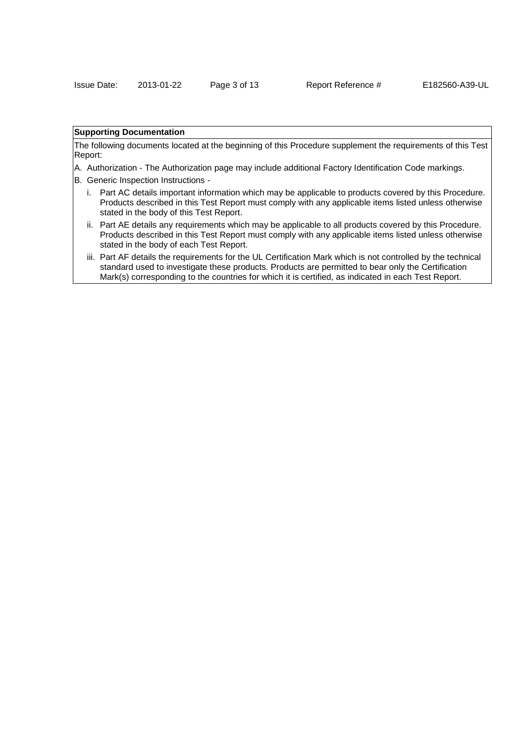**Supporting Documentation**

The following documents located at the beginning of this Procedure supplement the requirements of this Test Report:

A. Authorization - The Authorization page may include additional Factory Identification Code markings.

B. Generic Inspection Instructions -

   i. Part AC details important information which may be applicable to products covered by this Procedure. Products described in this Test Report must comply with any applicable items listed unless otherwise stated in the body of this Test Report.

   ii. Part AE details any requirements which may be applicable to all products covered by this Procedure. Products described in this Test Report must comply with any applicable items listed unless otherwise stated in the body of each Test Report.

   iii. Part AF details the requirements for the UL Certification Mark which is not controlled by the technical standard used to investigate these products. Products are permitted to bear only the Certification Mark(s) corresponding to the countries for which it is certified, as indicated in each Test Report.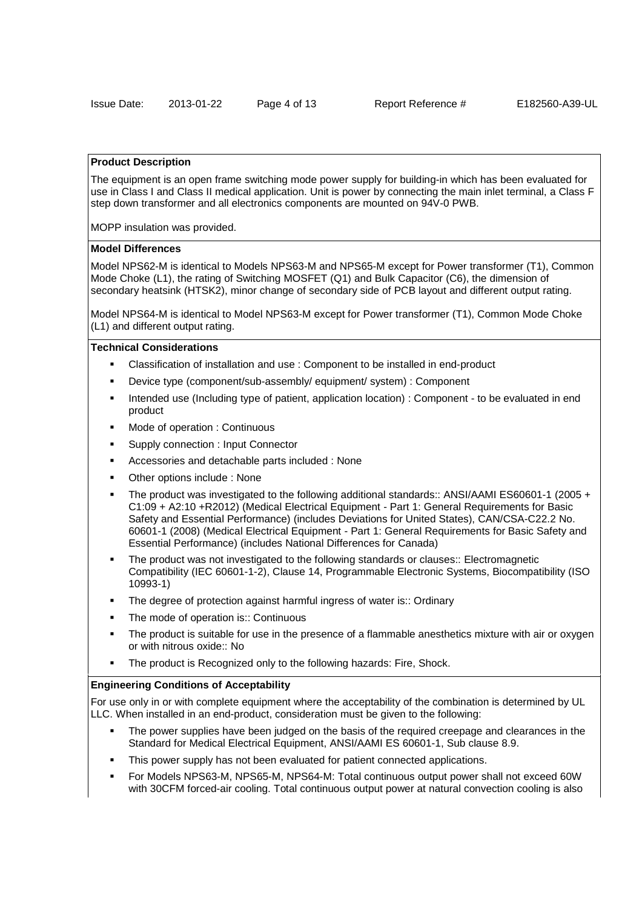**Product Description**

The equipment is an open frame switching mode power supply for building-in which has been evaluated for use in Class I and Class II medical application. Unit is power by connecting the main inlet terminal, a Class F step down transformer and all electronics components are mounted on 94V-0 PWB.

MOPP insulation was provided.

**Model Differences**

Model NPS62-M is identical to Models NPS63-M and NPS65-M except for Power transformer (T1), Common Mode Choke (L1), the rating of Switching MOSFET (Q1) and Bulk Capacitor (C6), the dimension of secondary heatsink (HTSK2), minor change of secondary side of PCB layout and different output rating.

Model NPS64-M is identical to Model NPS63-M except for Power transformer (T1), Common Mode Choke (L1) and different output rating.

**Technical Considerations**

- Classification of installation and use : Component to be installed in end-product
- Device type (component/sub-assembly/ equipment/ system) : Component
- Intended use (Including type of patient, application location) : Component - to be evaluated in end product
- Mode of operation : Continuous
- Supply connection : Input Connector
- Accessories and detachable parts included : None
- Other options include : None
- The product was investigated to the following additional standards:: ANSI/AAMI ES60601-1 (2005 + C1:09 + A2:10 +R2012) (Medical Electrical Equipment - Part 1: General Requirements for Basic Safety and Essential Performance) (includes Deviations for United States), CAN/CSA-C22.2 No. 60601-1 (2008) (Medical Electrical Equipment - Part 1: General Requirements for Basic Safety and Essential Performance) (includes National Differences for Canada)
- The product was not investigated to the following standards or clauses:: Electromagnetic Compatibility (IEC 60601-1-2), Clause 14, Programmable Electronic Systems, Biocompatibility (ISO 10993-1)
- The degree of protection against harmful ingress of water is:: Ordinary
- The mode of operation is:: Continuous
- The product is suitable for use in the presence of a flammable anesthetics mixture with air or oxygen or with nitrous oxide:: No
- The product is Recognized only to the following hazards: Fire, Shock.

**Engineering Conditions of Acceptability**

For use only in or with complete equipment where the acceptability of the combination is determined by UL LLC. When installed in an end-product, consideration must be given to the following:

- The power supplies have been judged on the basis of the required creepage and clearances in the Standard for Medical Electrical Equipment, ANSI/AAMI ES 60601-1, Sub clause 8.9.
- This power supply has not been evaluated for patient connected applications.
- For Models NPS63-M, NPS65-M, NPS64-M: Total continuous output power shall not exceed 60W with 30CFM forced-air cooling. Total continuous output power at natural convection cooling is also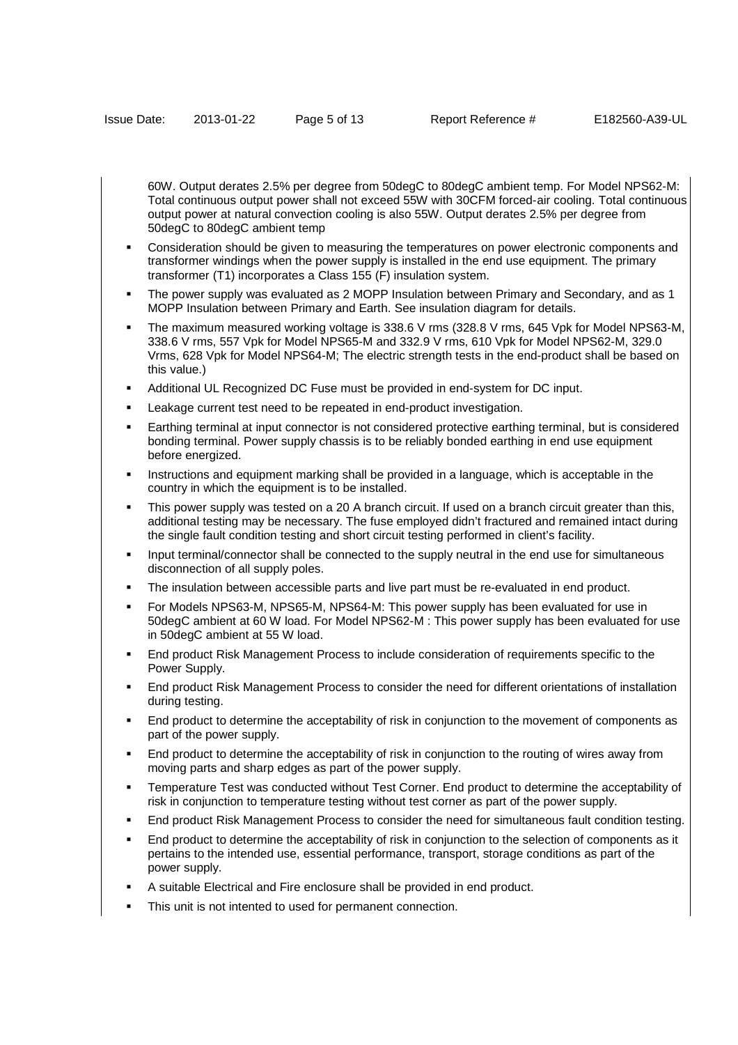60W. Output derates 2.5% per degree from 50degC to 80degC ambient temp. For Model NPS62-M: Total continuous output power shall not exceed 55W with 30CFM forced-air cooling. Total continuous output power at natural convection cooling is also 55W. Output derates 2.5% per degree from 50degC to 80degC ambient temp

- Consideration should be given to measuring the temperatures on power electronic components and transformer windings when the power supply is installed in the end use equipment. The primary transformer (T1) incorporates a Class 155 (F) insulation system.
- The power supply was evaluated as 2 MOPP Insulation between Primary and Secondary, and as 1 MOPP Insulation between Primary and Earth. See insulation diagram for details.
- The maximum measured working voltage is 338.6 V rms (328.8 V rms, 645 Vpk for Model NPS63-M, 338.6 V rms, 557 Vpk for Model NPS65-M and 332.9 V rms, 610 Vpk for Model NPS62-M, 329.0 Vrms, 628 Vpk for Model NPS64-M; The electric strength tests in the end-product shall be based on this value.)
- Additional UL Recognized DC Fuse must be provided in end-system for DC input.
- Leakage current test need to be repeated in end-product investigation.
- Earthing terminal at input connector is not considered protective earthing terminal, but is considered bonding terminal. Power supply chassis is to be reliably bonded earthing in end use equipment before energized.
- Instructions and equipment marking shall be provided in a language, which is acceptable in the country in which the equipment is to be installed.
- This power supply was tested on a 20 A branch circuit. If used on a branch circuit greater than this, additional testing may be necessary. The fuse employed didn't fractured and remained intact during the single fault condition testing and short circuit testing performed in client's facility.
- Input terminal/connector shall be connected to the supply neutral in the end use for simultaneous disconnection of all supply poles.
- The insulation between accessible parts and live part must be re-evaluated in end product.
- For Models NPS63-M, NPS65-M, NPS64-M: This power supply has been evaluated for use in 50degC ambient at 60 W load. For Model NPS62-M : This power supply has been evaluated for use in 50degC ambient at 55 W load.
- End product Risk Management Process to include consideration of requirements specific to the Power Supply.
- End product Risk Management Process to consider the need for different orientations of installation during testing.
- End product to determine the acceptability of risk in conjunction to the movement of components as part of the power supply.
- End product to determine the acceptability of risk in conjunction to the routing of wires away from moving parts and sharp edges as part of the power supply.
- Temperature Test was conducted without Test Corner. End product to determine the acceptability of risk in conjunction to temperature testing without test corner as part of the power supply.
- End product Risk Management Process to consider the need for simultaneous fault condition testing.
- End product to determine the acceptability of risk in conjunction to the selection of components as it pertains to the intended use, essential performance, transport, storage conditions as part of the power supply.
- A suitable Electrical and Fire enclosure shall be provided in end product.
- This unit is not intented to used for permanent connection.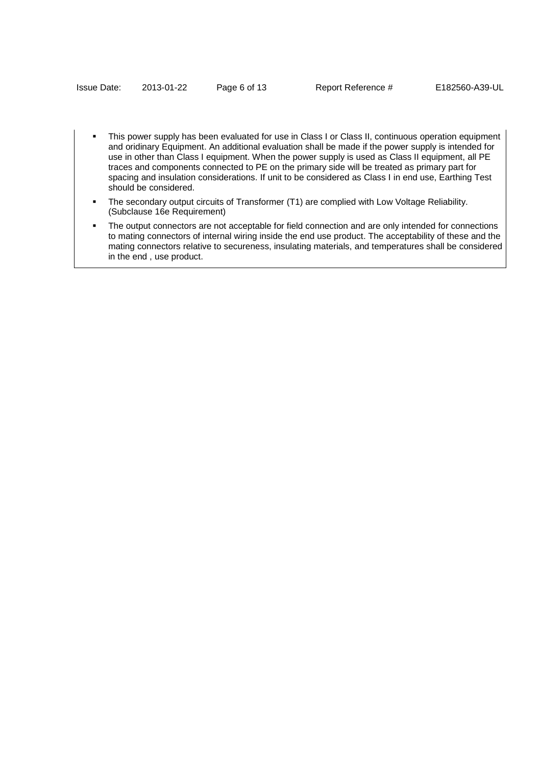- This power supply has been evaluated for use in Class I or Class II, continuous operation equipment and oridinary Equipment. An additional evaluation shall be made if the power supply is intended for use in other than Class I equipment. When the power supply is used as Class II equipment, all PE traces and components connected to PE on the primary side will be treated as primary part for spacing and insulation considerations. If unit to be considered as Class I in end use, Earthing Test should be considered.
- The secondary output circuits of Transformer (T1) are complied with Low Voltage Reliability. (Subclause 16e Requirement)
- The output connectors are not acceptable for field connection and are only intended for connections to mating connectors of internal wiring inside the end use product. The acceptability of these and the mating connectors relative to secureness, insulating materials, and temperatures shall be considered in the end , use product.